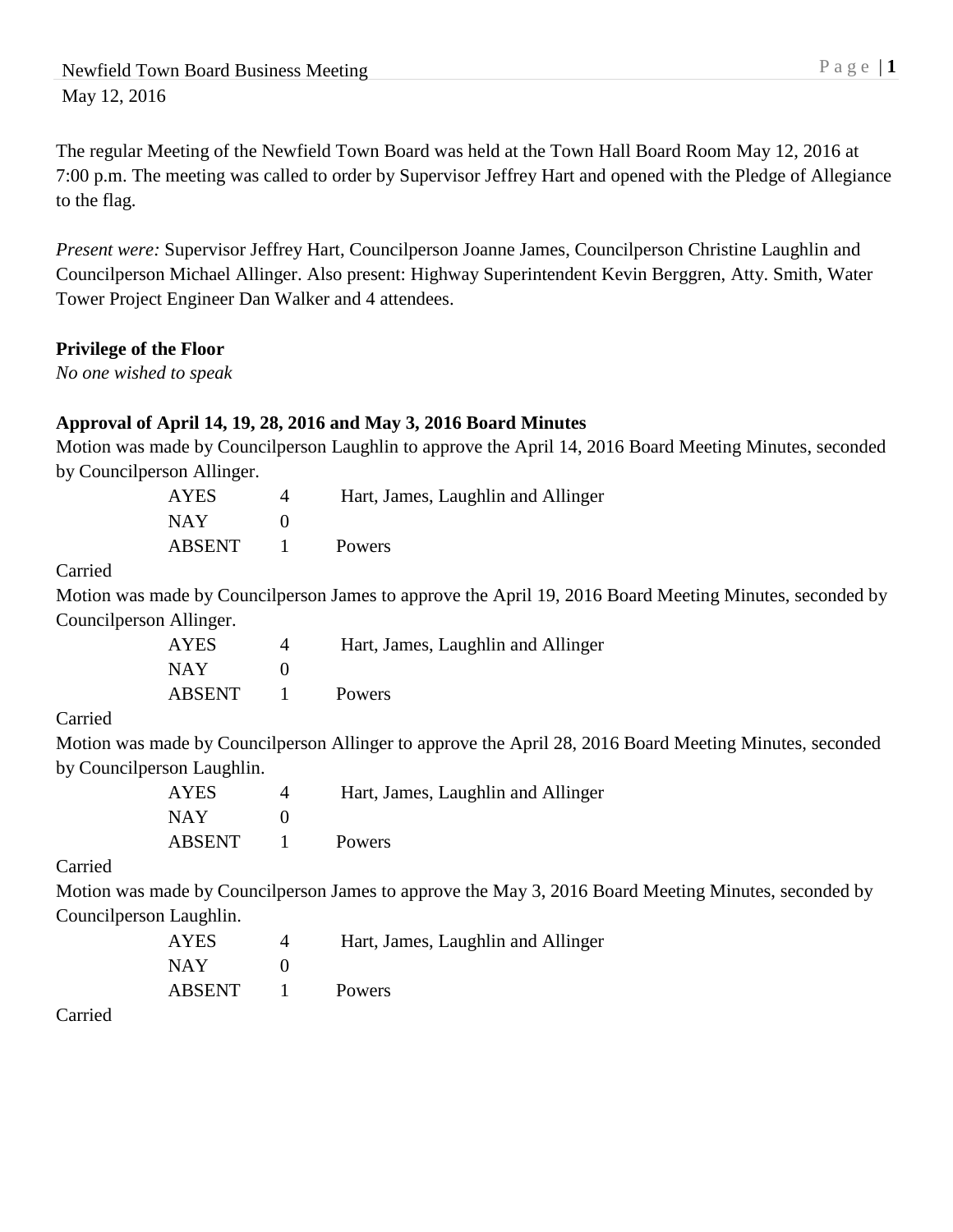Newfield Town Board Business Meeting
May 12, 2016

The regular Meeting of the Newfield Town Board was held at the Town Hall Board Room May 12, 2016 at 7:00 p.m. The meeting was called to order by Supervisor Jeffrey Hart and opened with the Pledge of Allegiance to the flag.

*Present were:* Supervisor Jeffrey Hart, Councilperson Joanne James, Councilperson Christine Laughlin and Councilperson Michael Allinger. Also present: Highway Superintendent Kevin Berggren, Atty. Smith, Water Tower Project Engineer Dan Walker and 4 attendees.

**Privilege of the Floor**

*No one wished to speak*

**Approval of April 14, 19, 28, 2016 and May 3, 2016 Board Minutes**

Motion was made by Councilperson Laughlin to approve the April 14, 2016 Board Meeting Minutes, seconded by Councilperson Allinger.

| | | |
|---|---|---|
| AYES | 4 | Hart, James, Laughlin and Allinger |
| NAY | 0 | |
| ABSENT | 1 | Powers |

Carried

Motion was made by Councilperson James to approve the April 19, 2016 Board Meeting Minutes, seconded by Councilperson Allinger.

| | | |
|---|---|---|
| AYES | 4 | Hart, James, Laughlin and Allinger |
| NAY | 0 | |
| ABSENT | 1 | Powers |

Carried

Motion was made by Councilperson Allinger to approve the April 28, 2016 Board Meeting Minutes, seconded by Councilperson Laughlin.

| | | |
|---|---|---|
| AYES | 4 | Hart, James, Laughlin and Allinger |
| NAY | 0 | |
| ABSENT | 1 | Powers |

Carried

Motion was made by Councilperson James to approve the May 3, 2016 Board Meeting Minutes, seconded by Councilperson Laughlin.

| | | |
|---|---|---|
| AYES | 4 | Hart, James, Laughlin and Allinger |
| NAY | 0 | |
| ABSENT | 1 | Powers |

Carried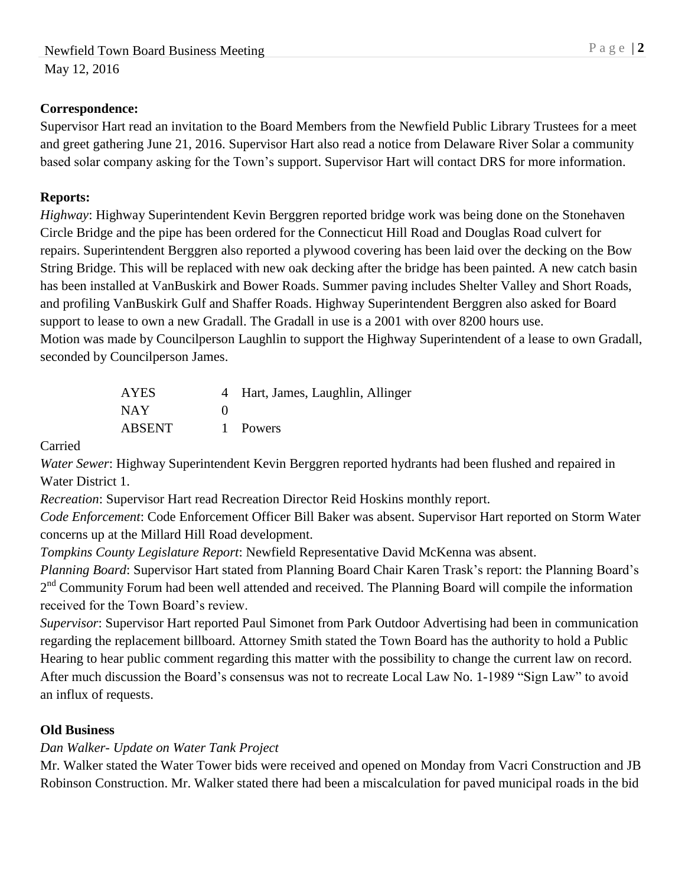**Correspondence:**

Supervisor Hart read an invitation to the Board Members from the Newfield Public Library Trustees for a meet and greet gathering June 21, 2016. Supervisor Hart also read a notice from Delaware River Solar a community based solar company asking for the Town's support. Supervisor Hart will contact DRS for more information.

**Reports:**

*Highway*: Highway Superintendent Kevin Berggren reported bridge work was being done on the Stonehaven Circle Bridge and the pipe has been ordered for the Connecticut Hill Road and Douglas Road culvert for repairs. Superintendent Berggren also reported a plywood covering has been laid over the decking on the Bow String Bridge. This will be replaced with new oak decking after the bridge has been painted. A new catch basin has been installed at VanBuskirk and Bower Roads. Summer paving includes Shelter Valley and Short Roads, and profiling VanBuskirk Gulf and Shaffer Roads. Highway Superintendent Berggren also asked for Board support to lease to own a new Gradall. The Gradall in use is a 2001 with over 8200 hours use.

Motion was made by Councilperson Laughlin to support the Highway Superintendent of a lease to own Gradall, seconded by Councilperson James.

| | | |
|---|---|---|
| AYES | 4 | Hart, James, Laughlin, Allinger |
| NAY | 0 | |
| ABSENT | 1 | Powers |

Carried

*Water Sewer*: Highway Superintendent Kevin Berggren reported hydrants had been flushed and repaired in Water District 1.

*Recreation*: Supervisor Hart read Recreation Director Reid Hoskins monthly report.

*Code Enforcement*: Code Enforcement Officer Bill Baker was absent. Supervisor Hart reported on Storm Water concerns up at the Millard Hill Road development.

*Tompkins County Legislature Report*: Newfield Representative David McKenna was absent.

*Planning Board*: Supervisor Hart stated from Planning Board Chair Karen Trask's report: the Planning Board's 2nd Community Forum had been well attended and received. The Planning Board will compile the information received for the Town Board's review.

*Supervisor*: Supervisor Hart reported Paul Simonet from Park Outdoor Advertising had been in communication regarding the replacement billboard. Attorney Smith stated the Town Board has the authority to hold a Public Hearing to hear public comment regarding this matter with the possibility to change the current law on record. After much discussion the Board's consensus was not to recreate Local Law No. 1-1989 "Sign Law" to avoid an influx of requests.

**Old Business**

*Dan Walker- Update on Water Tank Project*

Mr. Walker stated the Water Tower bids were received and opened on Monday from Vacri Construction and JB Robinson Construction. Mr. Walker stated there had been a miscalculation for paved municipal roads in the bid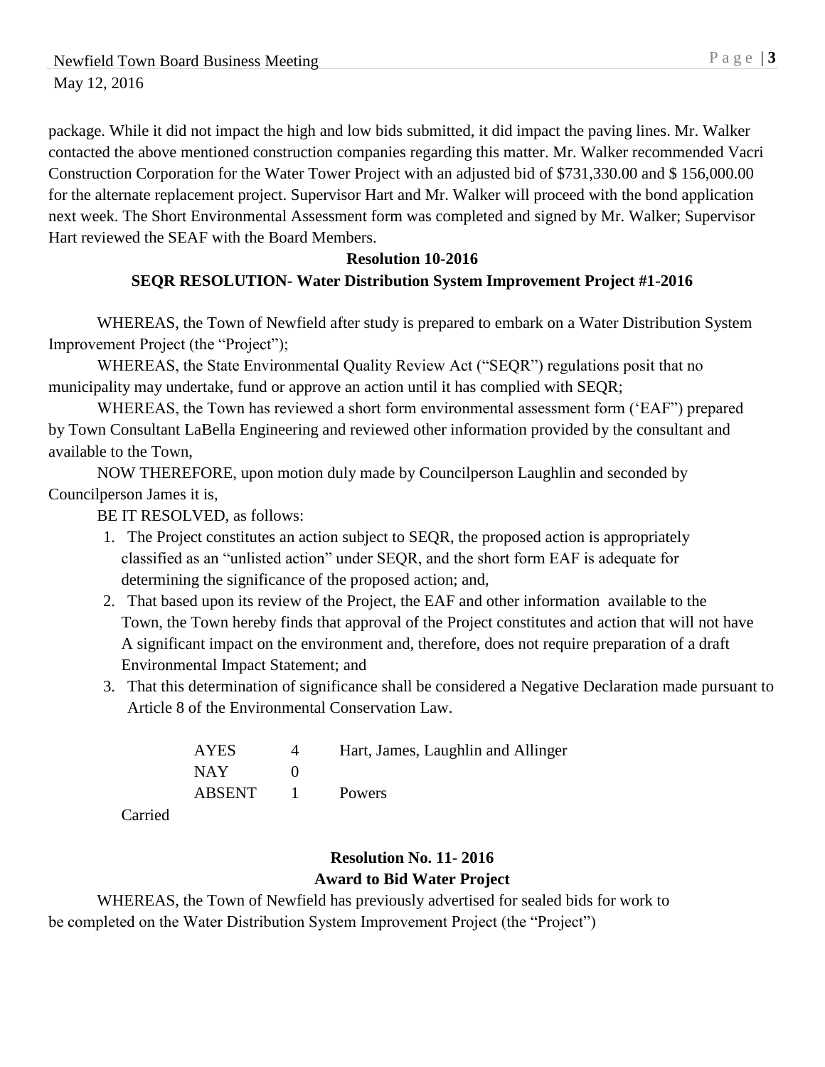package. While it did not impact the high and low bids submitted, it did impact the paving lines. Mr. Walker contacted the above mentioned construction companies regarding this matter. Mr. Walker recommended Vacri Construction Corporation for the Water Tower Project with an adjusted bid of $731,330.00 and $ 156,000.00 for the alternate replacement project. Supervisor Hart and Mr. Walker will proceed with the bond application next week. The Short Environmental Assessment form was completed and signed by Mr. Walker; Supervisor Hart reviewed the SEAF with the Board Members.

**Resolution 10-2016**

**SEQR RESOLUTION- Water Distribution System Improvement Project #1-2016**

WHEREAS, the Town of Newfield after study is prepared to embark on a Water Distribution System Improvement Project (the "Project");

WHEREAS, the State Environmental Quality Review Act ("SEQR") regulations posit that no municipality may undertake, fund or approve an action until it has complied with SEQR;

WHEREAS, the Town has reviewed a short form environmental assessment form ('EAF") prepared by Town Consultant LaBella Engineering and reviewed other information provided by the consultant and available to the Town,

NOW THEREFORE, upon motion duly made by Councilperson Laughlin and seconded by Councilperson James it is,

BE IT RESOLVED, as follows:

1. The Project constitutes an action subject to SEQR, the proposed action is appropriately classified as an "unlisted action" under SEQR, and the short form EAF is adequate for determining the significance of the proposed action; and,
2. That based upon its review of the Project, the EAF and other information available to the Town, the Town hereby finds that approval of the Project constitutes and action that will not have A significant impact on the environment and, therefore, does not require preparation of a draft Environmental Impact Statement; and
3. That this determination of significance shall be considered a Negative Declaration made pursuant to Article 8 of the Environmental Conservation Law.

| | | |
|---|---|---|
| AYES | 4 | Hart, James, Laughlin and Allinger |
| NAY | 0 | |
| ABSENT | 1 | Powers |

Carried

**Resolution No. 11- 2016**

**Award to Bid Water Project**

WHEREAS, the Town of Newfield has previously advertised for sealed bids for work to be completed on the Water Distribution System Improvement Project (the "Project")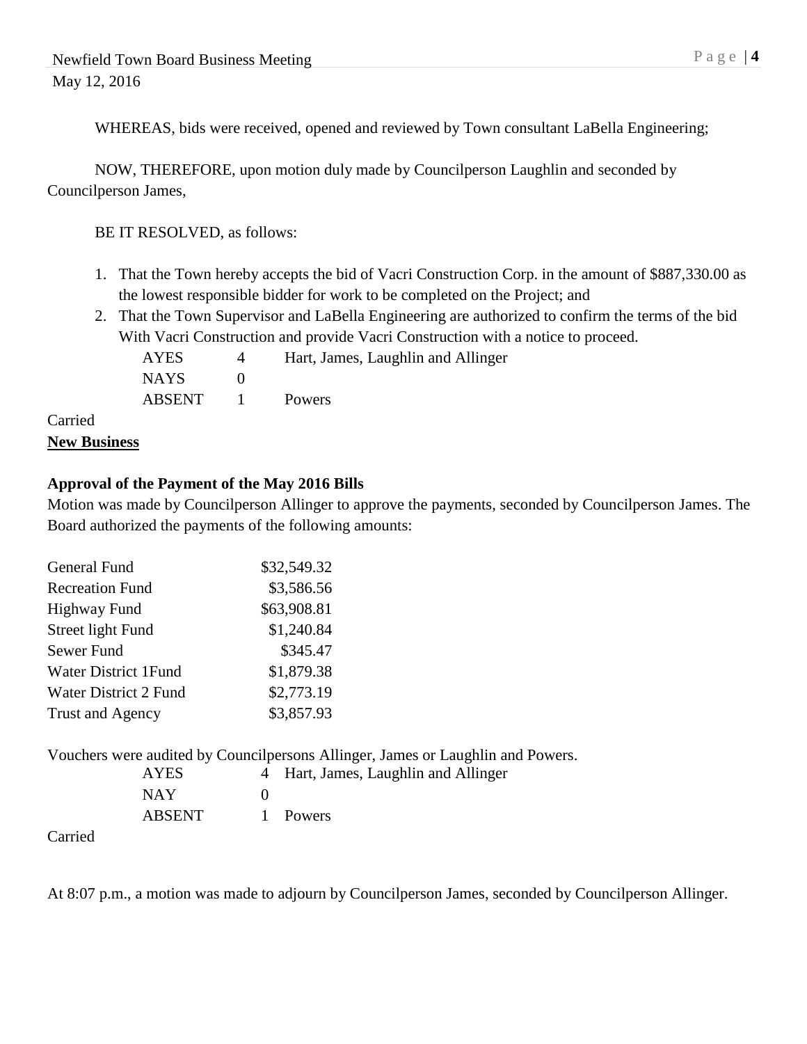WHEREAS, bids were received, opened and reviewed by Town consultant LaBella Engineering;

NOW, THEREFORE, upon motion duly made by Councilperson Laughlin and seconded by Councilperson James,

BE IT RESOLVED, as follows:

1. That the Town hereby accepts the bid of Vacri Construction Corp. in the amount of $887,330.00 as the lowest responsible bidder for work to be completed on the Project; and
2. That the Town Supervisor and LaBella Engineering are authorized to confirm the terms of the bid With Vacri Construction and provide Vacri Construction with a notice to proceed.

| | | |
|---|---|---|
| AYES | 4 | Hart, James, Laughlin and Allinger |
| NAYS | 0 | |
| ABSENT | 1 | Powers |

Carried

**New Business**

**Approval of the Payment of the May 2016 Bills**

Motion was made by Councilperson Allinger to approve the payments, seconded by Councilperson James. The Board authorized the payments of the following amounts:

| | |
|---|---|
| General Fund | $32,549.32 |
| Recreation Fund | $3,586.56 |
| Highway Fund | $63,908.81 |
| Street light Fund | $1,240.84 |
| Sewer Fund | $345.47 |
| Water District 1Fund | $1,879.38 |
| Water District 2 Fund | $2,773.19 |
| Trust and Agency | $3,857.93 |

Vouchers were audited by Councilpersons Allinger, James or Laughlin and Powers.

| | | |
|---|---|---|
| AYES | 4 | Hart, James, Laughlin and Allinger |
| NAY | 0 | |
| ABSENT | 1 | Powers |

Carried

At 8:07 p.m., a motion was made to adjourn by Councilperson James, seconded by Councilperson Allinger.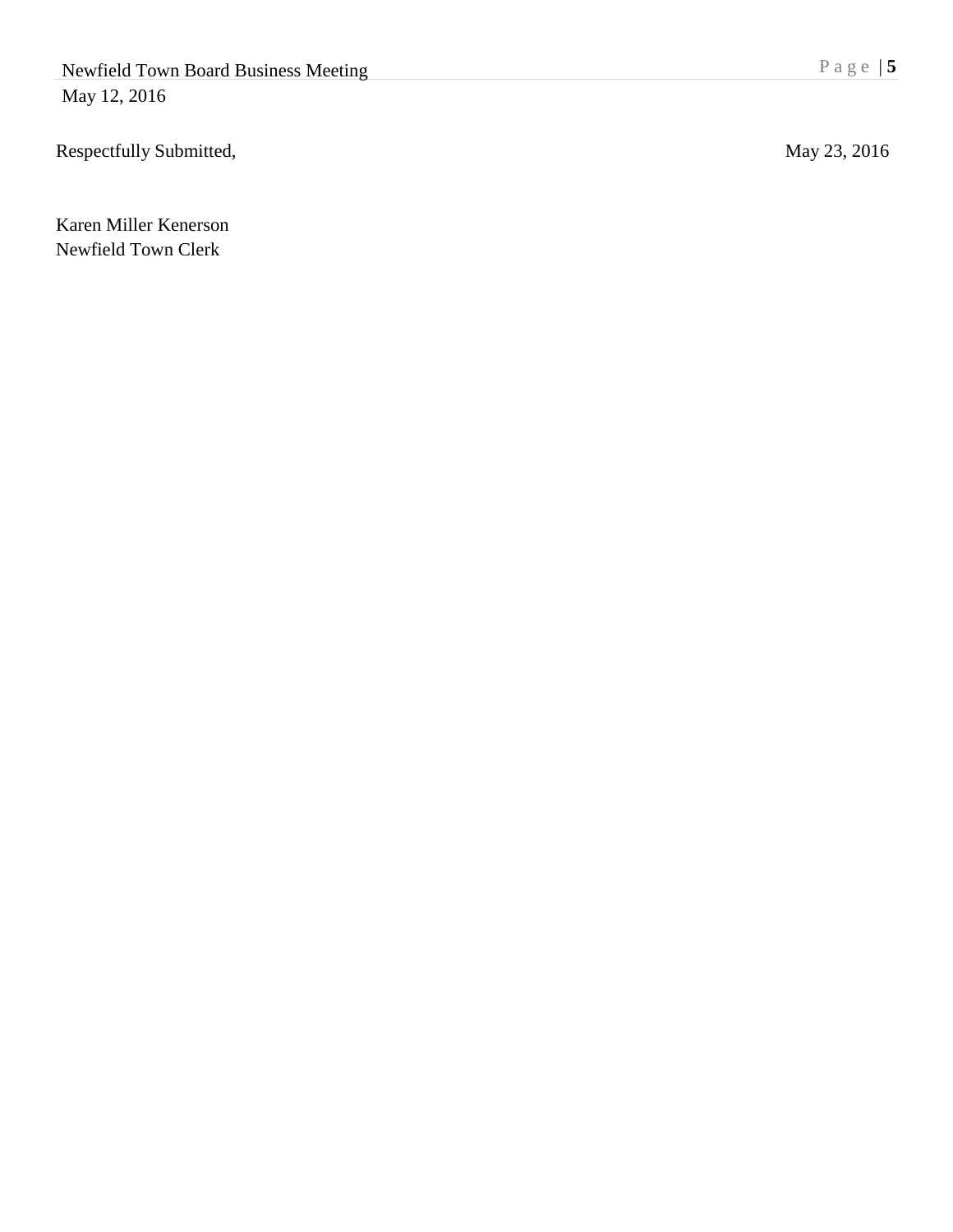Respectfully Submitted, May 23, 2016

Karen Miller Kenerson
Newfield Town Clerk